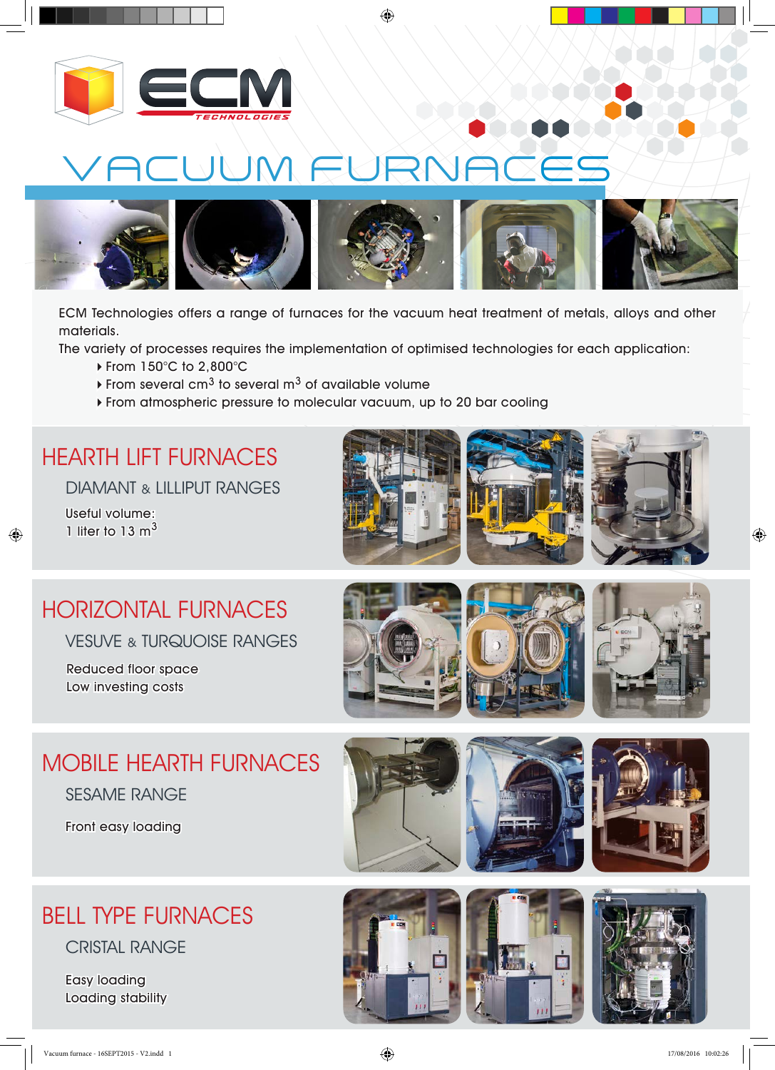# VACUUM FURNACES

ECM Technologies offers a range of furnaces for the vacuum heat treatment of metals, alloys and other materials.

The variety of processes requires the implementation of optimised technologies for each application:

- From 150°C to 2,800°C
- From several $cm^3$ to several $m^3$ of available volume
- From atmospheric pressure to molecular vacuum, up to 20 bar cooling

## HEARTH LIFT FURNACES

### DIAMANT & LILLIPUT RANGES

Useful volume:
1 liter to 13 $m^3$

## HORIZONTAL FURNACES

### VESUVE & TURQUOISE RANGES

Reduced floor space
Low investing costs

## MOBILE HEARTH FURNACES

### SESAME RANGE

Front easy loading

## BELL TYPE FURNACES

### CRISTAL RANGE

Easy loading
Loading stability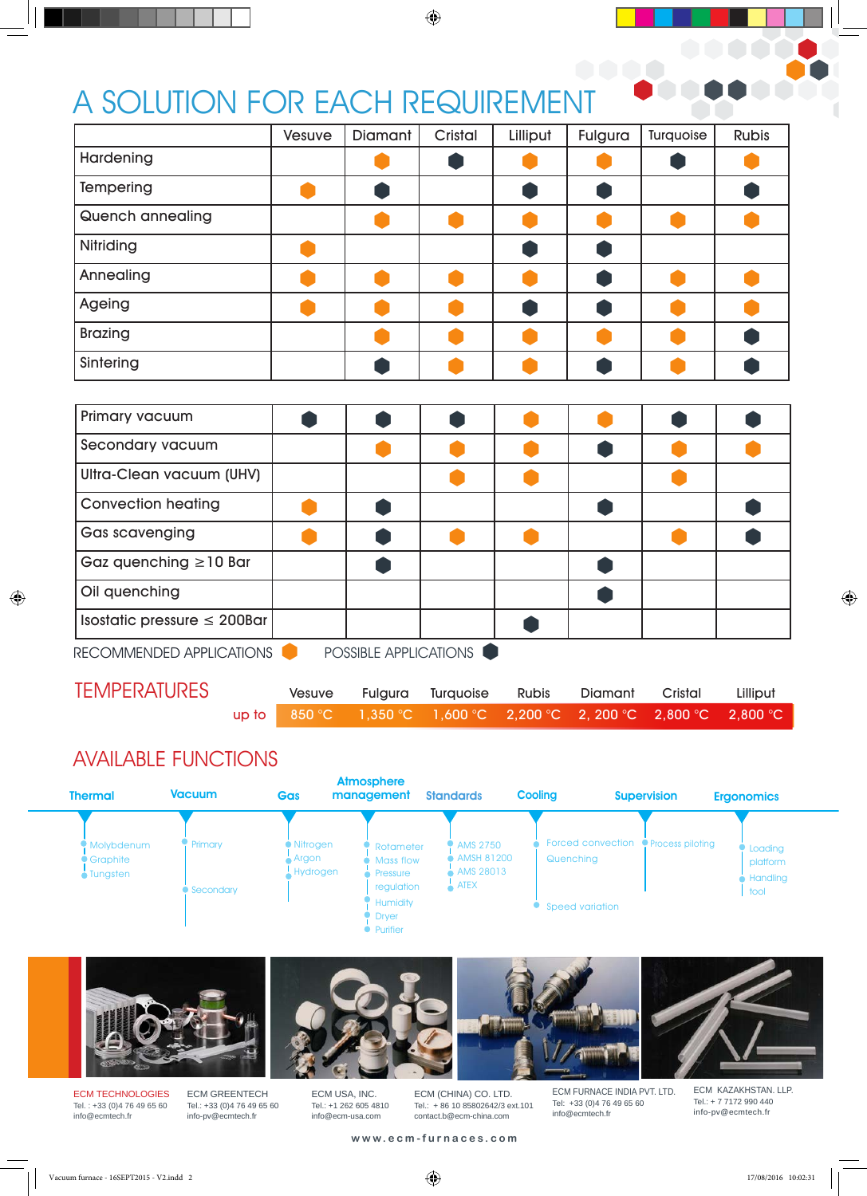# A SOLUTION FOR EACH REQUIREMENT

| | Vesuve | Diamant | Cristal | Lilliput | Fulgura | Turquoise | Rubis |
|---|---|---|---|---|---|---|---|
| Hardening | | R | P | R | R | P | R |
| Tempering | R | P | | P | P | | P |
| Quench annealing | | R | R | R | R | R | R |
| Nitriding | R | | | P | P | | |
| Annealing | R | R | R | R | P | R | R |
| Ageing | R | R | R | P | P | R | R |
| Brazing | | R | R | R | R | R | P |
| Sintering | | P | R | R | P | R | P |

| | Vesuve | Diamant | Cristal | Lilliput | Fulgura | Turquoise | Rubis |
|---|---|---|---|---|---|---|---|
| Primary vacuum | P | P | P | R | R | P | P |
| Secondary vacuum | | R | R | R | P | R | R |
| Ultra-Clean vacuum (UHV) | | | R | R | | R | |
| Convection heating | R | P | | | P | | P |
| Gas scavenging | R | P | R | R | | R | P |
| Gaz quenching ≥10 Bar | | P | | | P | | |
| Oil quenching | | | | | P | | |
| Isostatic pressure ≤ 200Bar | | | | P | | | |

RECOMMENDED APPLICATIONS (R) POSSIBLE APPLICATIONS (P)

## TEMPERATURES

| | Vesuve | Fulgura | Turquoise | Rubis | Diamant | Cristal | Lilliput |
|---|---|---|---|---|---|---|---|
| up to | 850 °C | 1,350 °C | 1,600 °C | 2,200 °C | 2, 200 °C | 2,800 °C | 2,800 °C |

## AVAILABLE FUNCTIONS

**Thermal**
- Molybdenum
- Graphite
- Tungsten

**Vacuum**
- Primary
- Secondary

**Gas**
- Nitrogen
- Argon
- Hydrogen

**Atmosphere management**
- Rotameter
- Mass flow
- Pressure regulation
- Humidity
- Dryer
- Purifier

**Standards**
- AMS 2750
- AMSH 81200
- AMS 28013
- ATEX

**Cooling**
- Forced convection
- Quenching
- Speed variation

**Supervision**
- Process piloting

**Ergonomics**
- Loading platform
- Handling tool

ECM TECHNOLOGIES
Tel. : +33 (0)4 76 49 65 60
info@ecmtech.fr

ECM GREENTECH
Tel.: +33 (0)4 76 49 65 60
info-pv@ecmtech.fr

ECM USA, INC.
Tel.: +1 262 605 4810
info@ecm-usa.com

ECM (CHINA) CO. LTD.
Tel.: + 86 10 85802642/3 ext.101
contact.b@ecm-china.com

ECM FURNACE INDIA PVT. LTD.
Tel.: +33 (0)4 76 49 65 60
info@ecmtech.fr

ECM KAZAKHSTAN. LLP.
Tel.: + 7 7172 990 440
info-pv@ecmtech.fr

www.ecm-furnaces.com